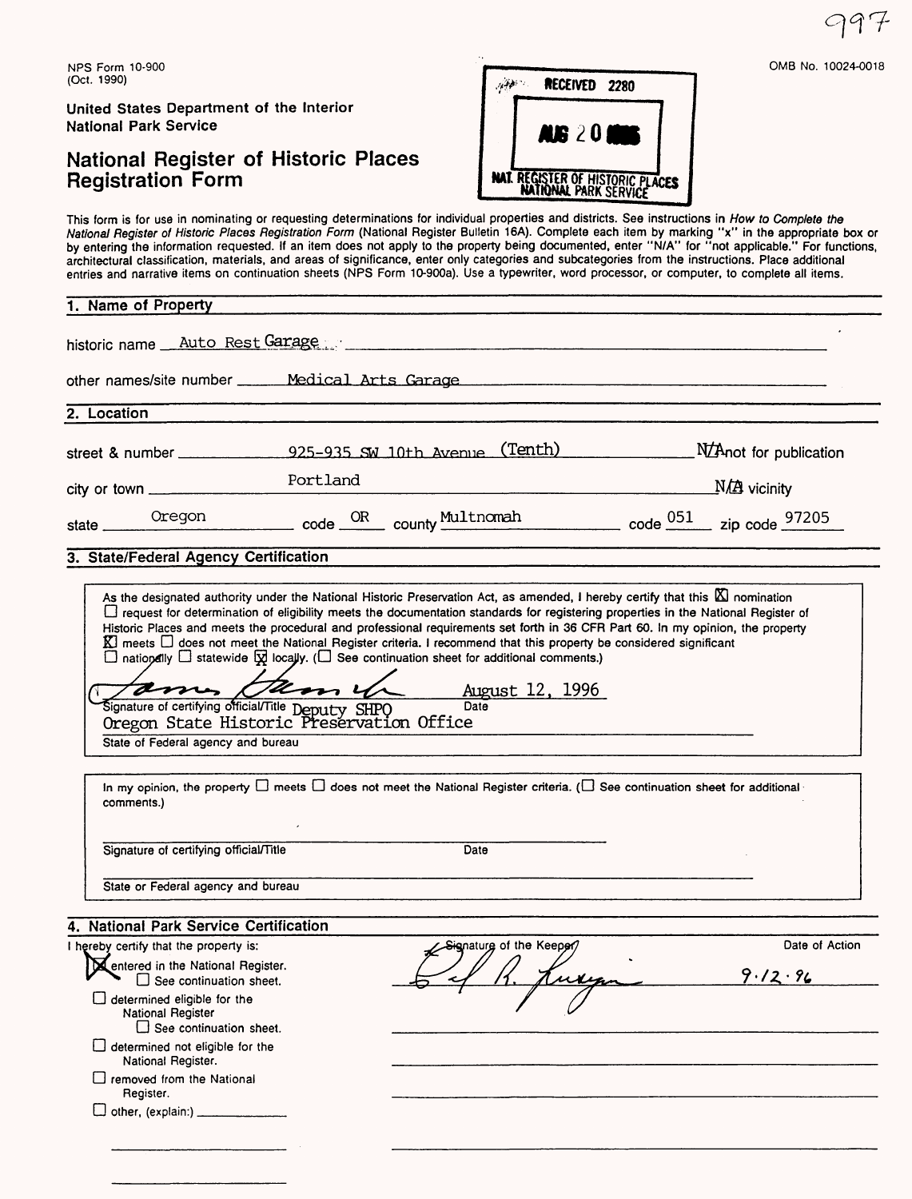997

NPS Form 10-900
(Oct. 1990)

OMB No. 10024-0018

United States Department of the Interior
National Park Service

# National Register of Historic Places Registration Form

RECEIVED 2280

AUG 20

NAT. REGISTER OF HISTORIC PLACES
NATIONAL PARK SERVICE

This form is for use in nominating or requesting determinations for individual properties and districts. See instructions in *How to Complete the National Register of Historic Places Registration Form* (National Register Bulletin 16A). Complete each item by marking "x" in the appropriate box or by entering the information requested. If an item does not apply to the property being documented, enter "N/A" for "not applicable." For functions, architectural classification, materials, and areas of significance, enter only categories and subcategories from the instructions. Place additional entries and narrative items on continuation sheets (NPS Form 10-900a). Use a typewriter, word processor, or computer, to complete all items.

## 1. Name of Property

historic name Auto Rest Garage

other names/site number Medical Arts Garage

## 2. Location

street & number 925-935 SW 10th Avenue (Tenth) N/A not for publication

city or town Portland N/A vicinity

state Oregon code OR county Multnomah code 051 zip code 97205

## 3. State/Federal Agency Certification

As the designated authority under the National Historic Preservation Act, as amended, I hereby certify that this ☒ nomination ☐ request for determination of eligibility meets the documentation standards for registering properties in the National Register of Historic Places and meets the procedural and professional requirements set forth in 36 CFR Part 60. In my opinion, the property ☒ meets ☐ does not meet the National Register criteria. I recommend that this property be considered significant ☐ nationally ☐ statewide ☒ locally. (☐ See continuation sheet for additional comments.)

[Signature] August 12, 1996
Signature of certifying official/Title Deputy SHPO Date
Oregon State Historic Preservation Office
State of Federal agency and bureau

In my opinion, the property ☐ meets ☐ does not meet the National Register criteria. (☐ See continuation sheet for additional comments.)

Signature of certifying official/Title Date

State or Federal agency and bureau

## 4. National Park Service Certification

I hereby certify that the property is:

☒ entered in the National Register.
☐ See continuation sheet.
☐ determined eligible for the National Register
☐ See continuation sheet.
☐ determined not eligible for the National Register.
☐ removed from the National Register.
☐ other, (explain:)

Signature of the Keeper: [Signature]

Date of Action: 9.12.96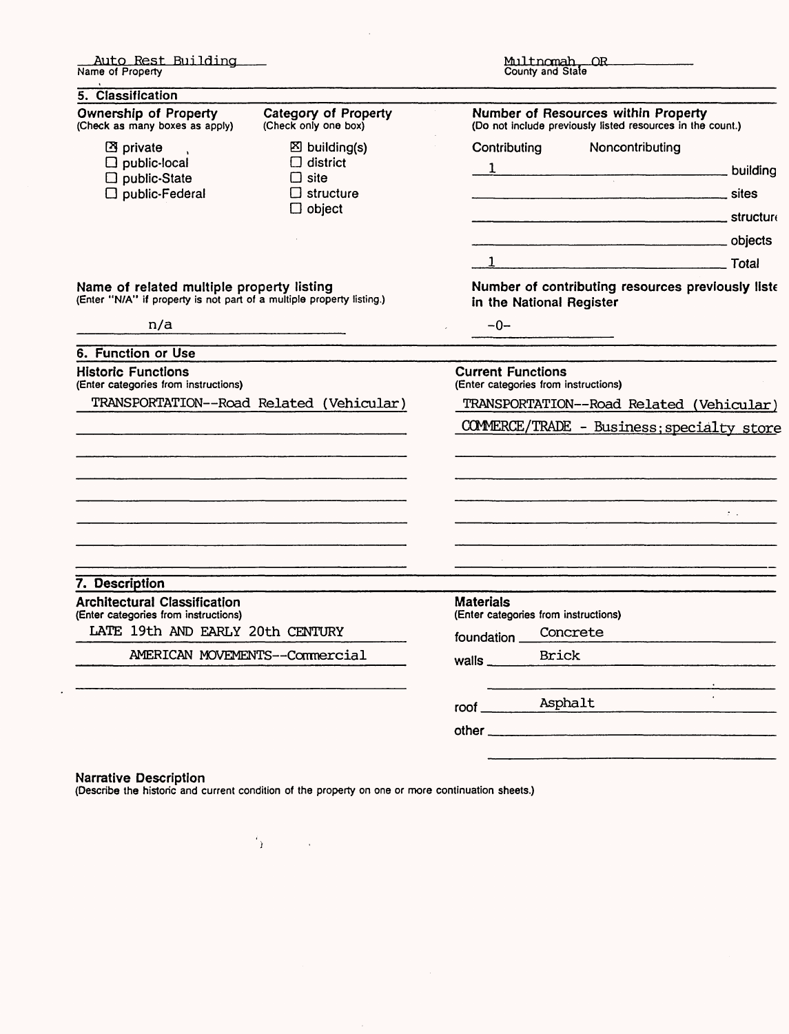Auto Rest Building
Name of Property

Multnomah, OR
County and State

## 5. Classification

**Ownership of Property**
(Check as many boxes as apply)

- [x] private
- [ ] public-local
- [ ] public-State
- [ ] public-Federal

**Category of Property**
(Check only one box)

- [x] building(s)
- [ ] district
- [ ] site
- [ ] structure
- [ ] object

**Number of Resources within Property**
(Do not include previously listed resources in the count.)

| Contributing | Noncontributing | |
|---|---|---|
| 1 | | buildings |
| | | sites |
| | | structures |
| | | objects |
| 1 | | Total |

**Name of related multiple property listing**
(Enter "N/A" if property is not part of a multiple property listing.)

n/a

**Number of contributing resources previously listed in the National Register**

-0-

## 6. Function or Use

**Historic Functions**
(Enter categories from instructions)

TRANSPORTATION--Road Related (Vehicular)

**Current Functions**
(Enter categories from instructions)

TRANSPORTATION--Road Related (Vehicular)

COMMERCE/TRADE - Business; specialty store

## 7. Description

**Architectural Classification**
(Enter categories from instructions)

LATE 19th AND EARLY 20th CENTURY

AMERICAN MOVEMENTS--Commercial

**Materials**
(Enter categories from instructions)

foundation Concrete

walls Brick

roof Asphalt

other

**Narrative Description**
(Describe the historic and current condition of the property on one or more continuation sheets.)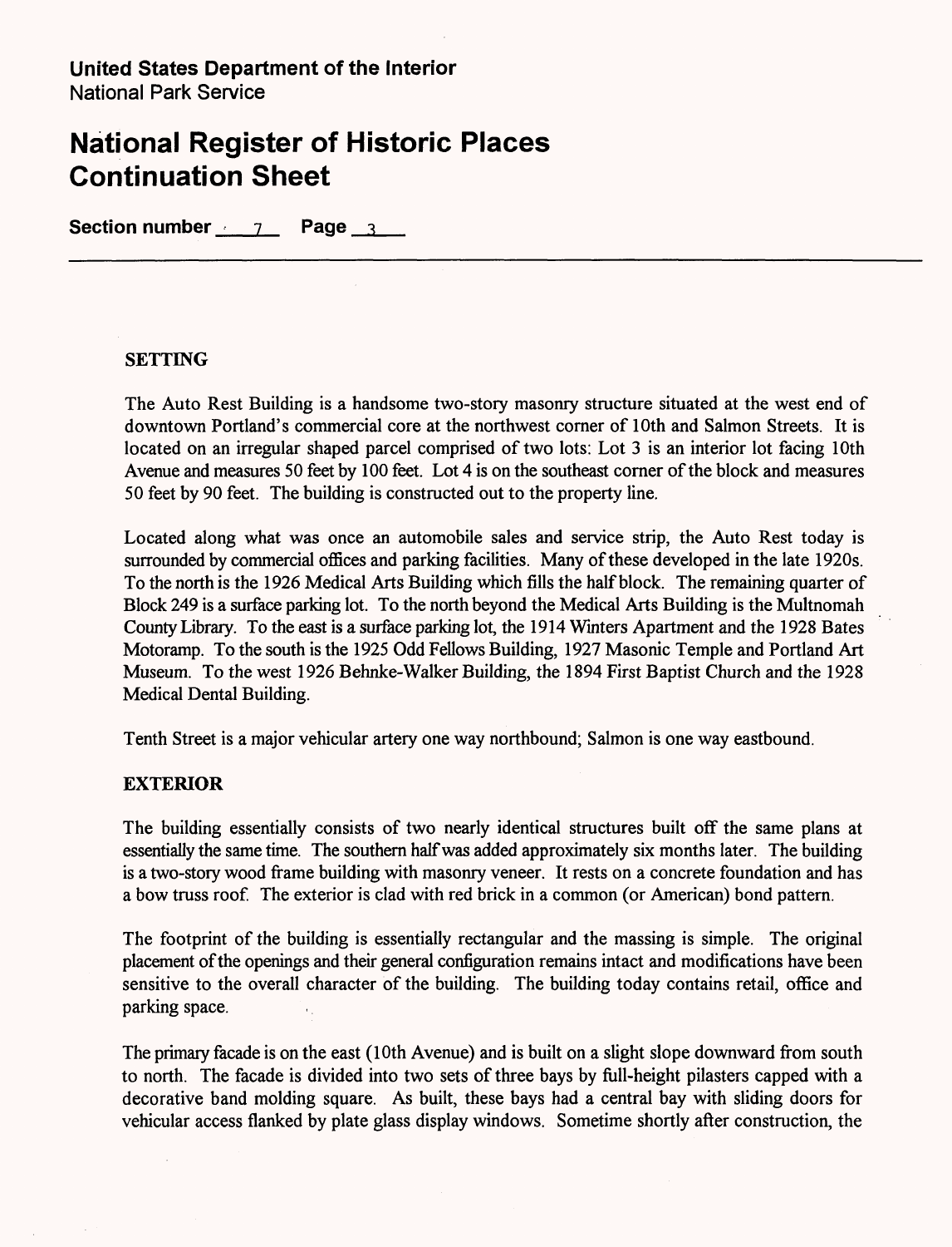**United States Department of the Interior**
National Park Service

# National Register of Historic Places Continuation Sheet

**Section number** 7 **Page** 3

### SETTING

The Auto Rest Building is a handsome two-story masonry structure situated at the west end of downtown Portland's commercial core at the northwest corner of 10th and Salmon Streets. It is located on an irregular shaped parcel comprised of two lots: Lot 3 is an interior lot facing 10th Avenue and measures 50 feet by 100 feet. Lot 4 is on the southeast corner of the block and measures 50 feet by 90 feet. The building is constructed out to the property line.

Located along what was once an automobile sales and service strip, the Auto Rest today is surrounded by commercial offices and parking facilities. Many of these developed in the late 1920s. To the north is the 1926 Medical Arts Building which fills the half block. The remaining quarter of Block 249 is a surface parking lot. To the north beyond the Medical Arts Building is the Multnomah County Library. To the east is a surface parking lot, the 1914 Winters Apartment and the 1928 Bates Motoramp. To the south is the 1925 Odd Fellows Building, 1927 Masonic Temple and Portland Art Museum. To the west 1926 Behnke-Walker Building, the 1894 First Baptist Church and the 1928 Medical Dental Building.

Tenth Street is a major vehicular artery one way northbound; Salmon is one way eastbound.

### EXTERIOR

The building essentially consists of two nearly identical structures built off the same plans at essentially the same time. The southern half was added approximately six months later. The building is a two-story wood frame building with masonry veneer. It rests on a concrete foundation and has a bow truss roof. The exterior is clad with red brick in a common (or American) bond pattern.

The footprint of the building is essentially rectangular and the massing is simple. The original placement of the openings and their general configuration remains intact and modifications have been sensitive to the overall character of the building. The building today contains retail, office and parking space.

The primary facade is on the east (10th Avenue) and is built on a slight slope downward from south to north. The facade is divided into two sets of three bays by full-height pilasters capped with a decorative band molding square. As built, these bays had a central bay with sliding doors for vehicular access flanked by plate glass display windows. Sometime shortly after construction, the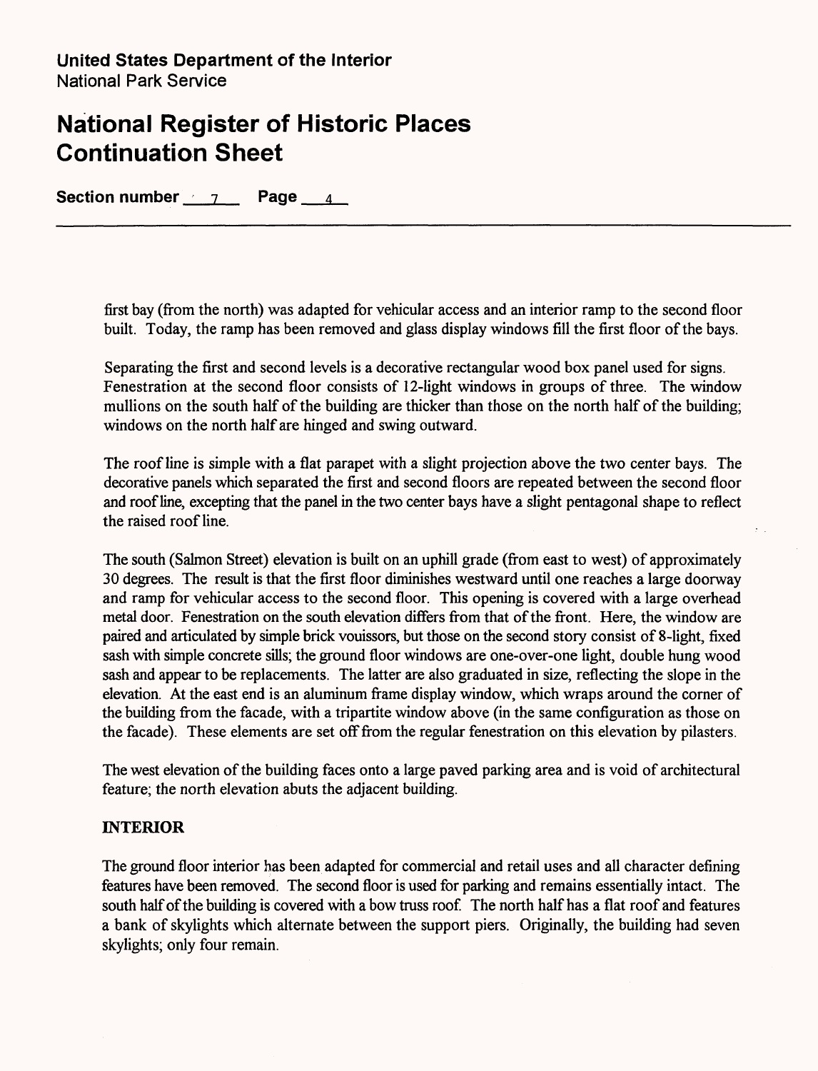first bay (from the north) was adapted for vehicular access and an interior ramp to the second floor built. Today, the ramp has been removed and glass display windows fill the first floor of the bays.

Separating the first and second levels is a decorative rectangular wood box panel used for signs. Fenestration at the second floor consists of 12-light windows in groups of three. The window mullions on the south half of the building are thicker than those on the north half of the building; windows on the north half are hinged and swing outward.

The roof line is simple with a flat parapet with a slight projection above the two center bays. The decorative panels which separated the first and second floors are repeated between the second floor and roof line, excepting that the panel in the two center bays have a slight pentagonal shape to reflect the raised roof line.

The south (Salmon Street) elevation is built on an uphill grade (from east to west) of approximately 30 degrees. The result is that the first floor diminishes westward until one reaches a large doorway and ramp for vehicular access to the second floor. This opening is covered with a large overhead metal door. Fenestration on the south elevation differs from that of the front. Here, the window are paired and articulated by simple brick vouissors, but those on the second story consist of 8-light, fixed sash with simple concrete sills; the ground floor windows are one-over-one light, double hung wood sash and appear to be replacements. The latter are also graduated in size, reflecting the slope in the elevation. At the east end is an aluminum frame display window, which wraps around the corner of the building from the facade, with a tripartite window above (in the same configuration as those on the facade). These elements are set off from the regular fenestration on this elevation by pilasters.

The west elevation of the building faces onto a large paved parking area and is void of architectural feature; the north elevation abuts the adjacent building.

## INTERIOR

The ground floor interior has been adapted for commercial and retail uses and all character defining features have been removed. The second floor is used for parking and remains essentially intact. The south half of the building is covered with a bow truss roof. The north half has a flat roof and features a bank of skylights which alternate between the support piers. Originally, the building had seven skylights; only four remain.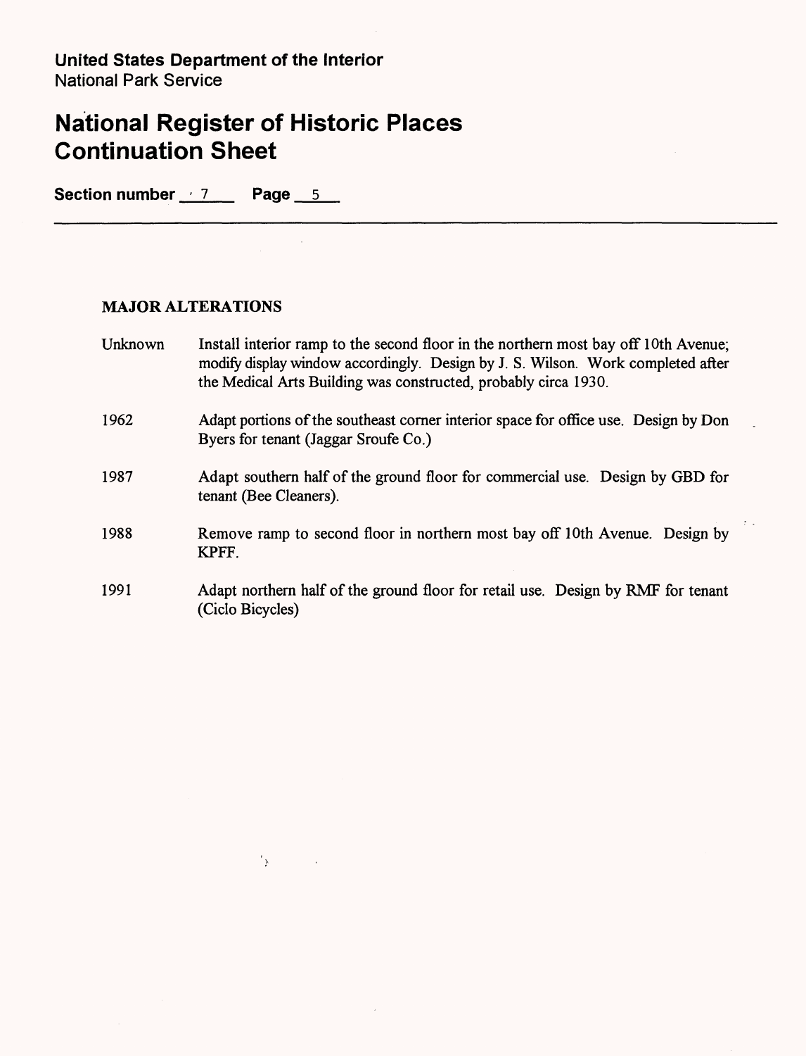**United States Department of the Interior**
National Park Service

# National Register of Historic Places Continuation Sheet

**Section number** 7 **Page** 5

---

## MAJOR ALTERATIONS

| | |
|---|---|
| Unknown | Install interior ramp to the second floor in the northern most bay off 10th Avenue; modify display window accordingly. Design by J. S. Wilson. Work completed after the Medical Arts Building was constructed, probably circa 1930. |
| 1962 | Adapt portions of the southeast corner interior space for office use. Design by Don Byers for tenant (Jaggar Sroufe Co.) |
| 1987 | Adapt southern half of the ground floor for commercial use. Design by GBD for tenant (Bee Cleaners). |
| 1988 | Remove ramp to second floor in northern most bay off 10th Avenue. Design by KPFF. |
| 1991 | Adapt northern half of the ground floor for retail use. Design by RMF for tenant (Ciclo Bicycles) |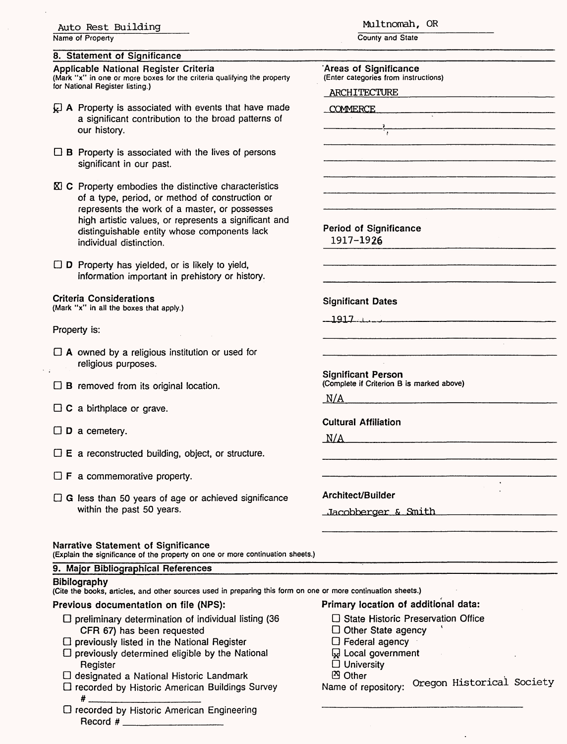Auto Rest Building
Name of Property

Multnomah, OR
County and State

## 8. Statement of Significance

### Applicable National Register Criteria
(Mark "x" in one or more boxes for the criteria qualifying the property for National Register listing.)

- [x] **A** Property is associated with events that have made a significant contribution to the broad patterns of our history.
- [ ] **B** Property is associated with the lives of persons significant in our past.
- [x] **C** Property embodies the distinctive characteristics of a type, period, or method of construction or represents the work of a master, or possesses high artistic values, or represents a significant and distinguishable entity whose components lack individual distinction.
- [ ] **D** Property has yielded, or is likely to yield, information important in prehistory or history.

### Criteria Considerations
(Mark "x" in all the boxes that apply.)

Property is:

- [ ] **A** owned by a religious institution or used for religious purposes.
- [ ] **B** removed from its original location.
- [ ] **C** a birthplace or grave.
- [ ] **D** a cemetery.
- [ ] **E** a reconstructed building, object, or structure.
- [ ] **F** a commemorative property.
- [ ] **G** less than 50 years of age or achieved significance within the past 50 years.

### Areas of Significance
(Enter categories from instructions)

ARCHITECTURE

COMMERCE

### Period of Significance

1917-1926

### Significant Dates

1917

### Significant Person
(Complete if Criterion B is marked above)

N/A

### Cultural Affiliation

N/A

### Architect/Builder

Jacobberger & Smith

### Narrative Statement of Significance
(Explain the significance of the property on one or more continuation sheets.)

## 9. Major Bibliographical References

### Bibliography
(Cite the books, articles, and other sources used in preparing this form on one or more continuation sheets.)

### Previous documentation on file (NPS):

- [ ] preliminary determination of individual listing (36 CFR 67) has been requested
- [ ] previously listed in the National Register
- [ ] previously determined eligible by the National Register
- [ ] designated a National Historic Landmark
- [ ] recorded by Historic American Buildings Survey # ______
- [ ] recorded by Historic American Engineering Record # ______

### Primary location of additional data:

- [ ] State Historic Preservation Office
- [ ] Other State agency
- [ ] Federal agency
- [x] Local government
- [ ] University
- [x] Other

Name of repository: Oregon Historical Society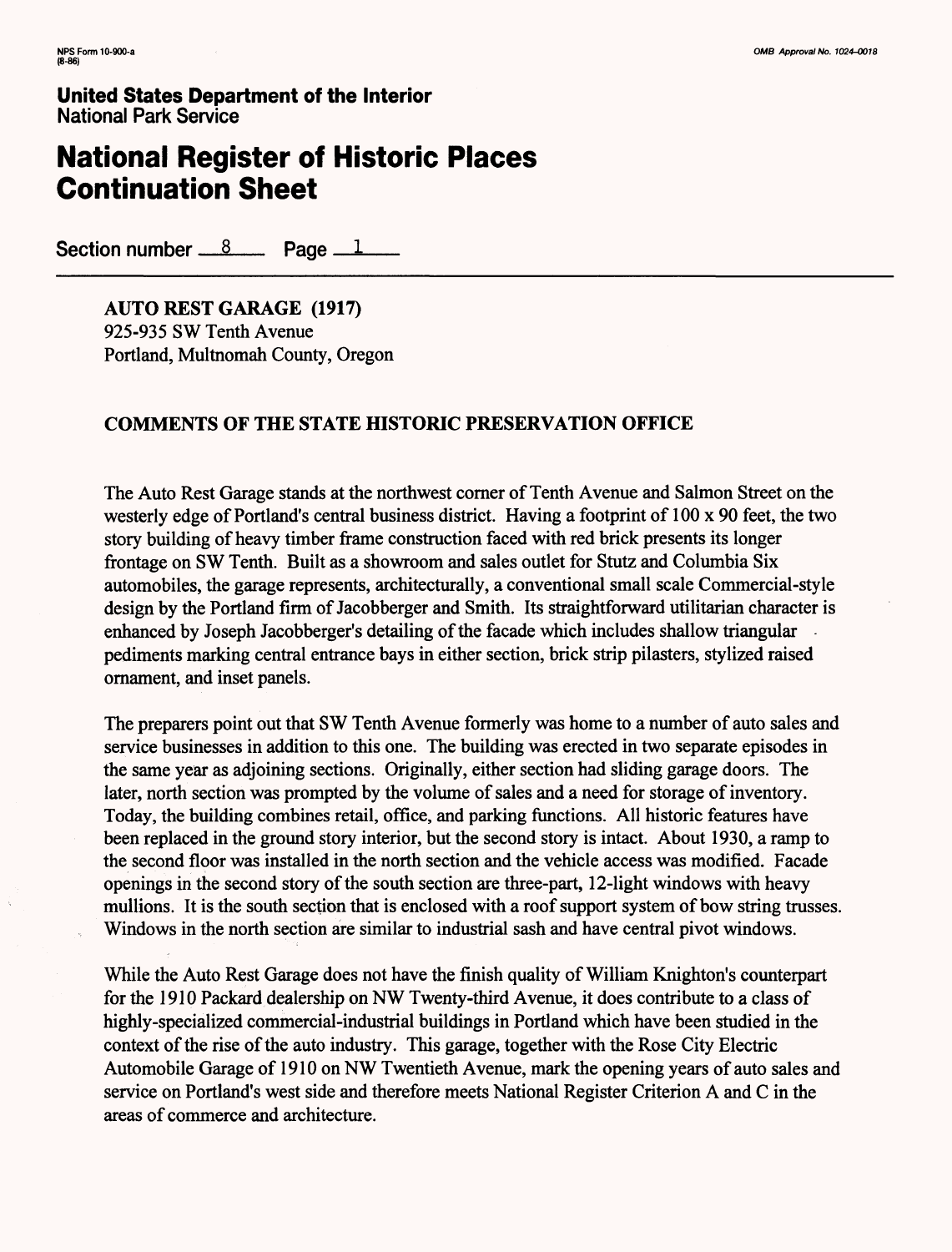**United States Department of the Interior**
National Park Service

# National Register of Historic Places Continuation Sheet

Section number 8 Page 1

**AUTO REST GARAGE (1917)**
925-935 SW Tenth Avenue
Portland, Multnomah County, Oregon

## COMMENTS OF THE STATE HISTORIC PRESERVATION OFFICE

The Auto Rest Garage stands at the northwest corner of Tenth Avenue and Salmon Street on the westerly edge of Portland's central business district. Having a footprint of 100 x 90 feet, the two story building of heavy timber frame construction faced with red brick presents its longer frontage on SW Tenth. Built as a showroom and sales outlet for Stutz and Columbia Six automobiles, the garage represents, architecturally, a conventional small scale Commercial-style design by the Portland firm of Jacobberger and Smith. Its straightforward utilitarian character is enhanced by Joseph Jacobberger's detailing of the facade which includes shallow triangular pediments marking central entrance bays in either section, brick strip pilasters, stylized raised ornament, and inset panels.

The preparers point out that SW Tenth Avenue formerly was home to a number of auto sales and service businesses in addition to this one. The building was erected in two separate episodes in the same year as adjoining sections. Originally, either section had sliding garage doors. The later, north section was prompted by the volume of sales and a need for storage of inventory. Today, the building combines retail, office, and parking functions. All historic features have been replaced in the ground story interior, but the second story is intact. About 1930, a ramp to the second floor was installed in the north section and the vehicle access was modified. Facade openings in the second story of the south section are three-part, 12-light windows with heavy mullions. It is the south section that is enclosed with a roof support system of bow string trusses. Windows in the north section are similar to industrial sash and have central pivot windows.

While the Auto Rest Garage does not have the finish quality of William Knighton's counterpart for the 1910 Packard dealership on NW Twenty-third Avenue, it does contribute to a class of highly-specialized commercial-industrial buildings in Portland which have been studied in the context of the rise of the auto industry. This garage, together with the Rose City Electric Automobile Garage of 1910 on NW Twentieth Avenue, mark the opening years of auto sales and service on Portland's west side and therefore meets National Register Criterion A and C in the areas of commerce and architecture.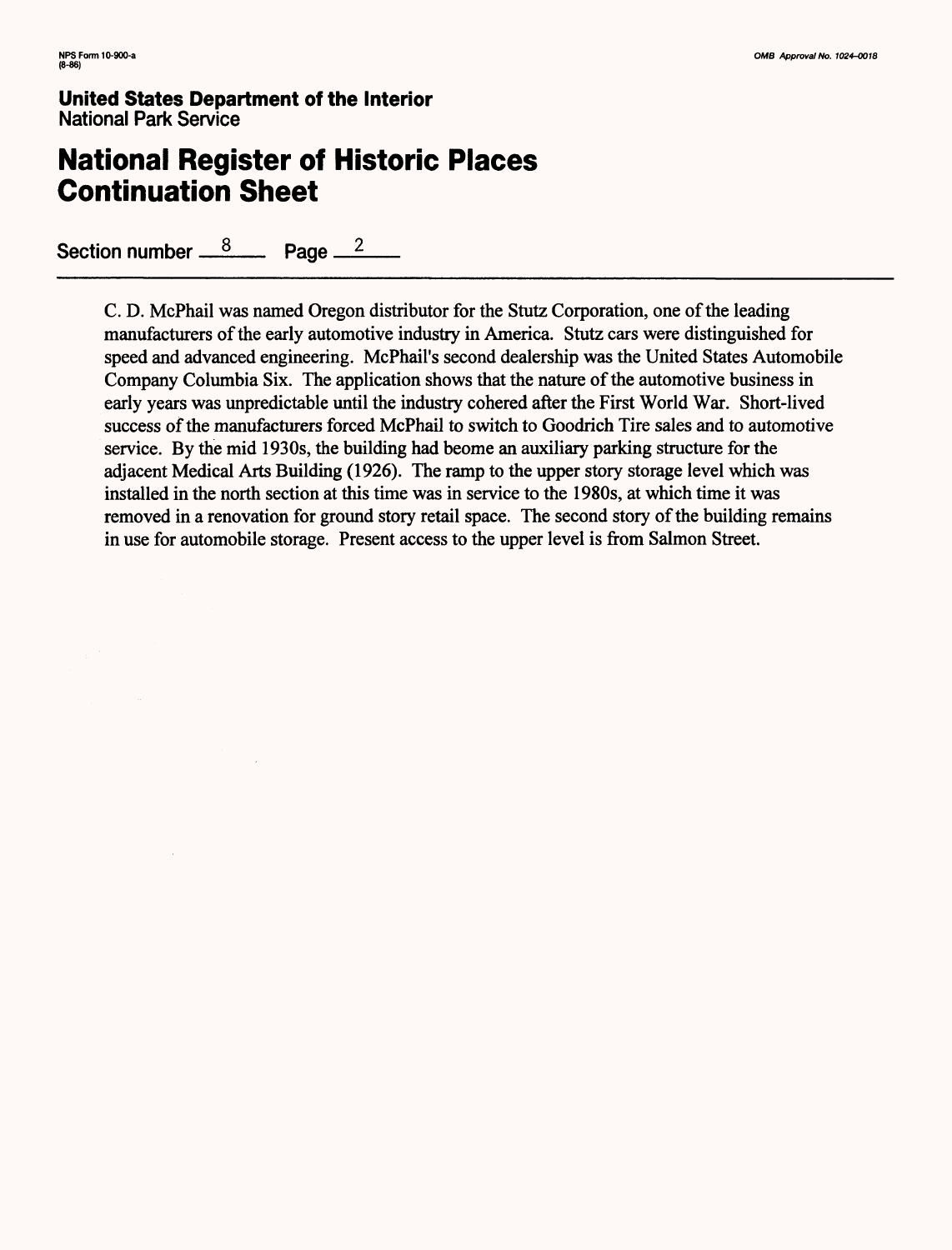NPS Form 10-900-a
(8-86)

OMB Approval No. 1024-0018

**United States Department of the Interior**
National Park Service

# National Register of Historic Places Continuation Sheet

Section number 8 Page 2

C. D. McPhail was named Oregon distributor for the Stutz Corporation, one of the leading manufacturers of the early automotive industry in America. Stutz cars were distinguished for speed and advanced engineering. McPhail's second dealership was the United States Automobile Company Columbia Six. The application shows that the nature of the automotive business in early years was unpredictable until the industry cohered after the First World War. Short-lived success of the manufacturers forced McPhail to switch to Goodrich Tire sales and to automotive service. By the mid 1930s, the building had beome an auxiliary parking structure for the adjacent Medical Arts Building (1926). The ramp to the upper story storage level which was installed in the north section at this time was in service to the 1980s, at which time it was removed in a renovation for ground story retail space. The second story of the building remains in use for automobile storage. Present access to the upper level is from Salmon Street.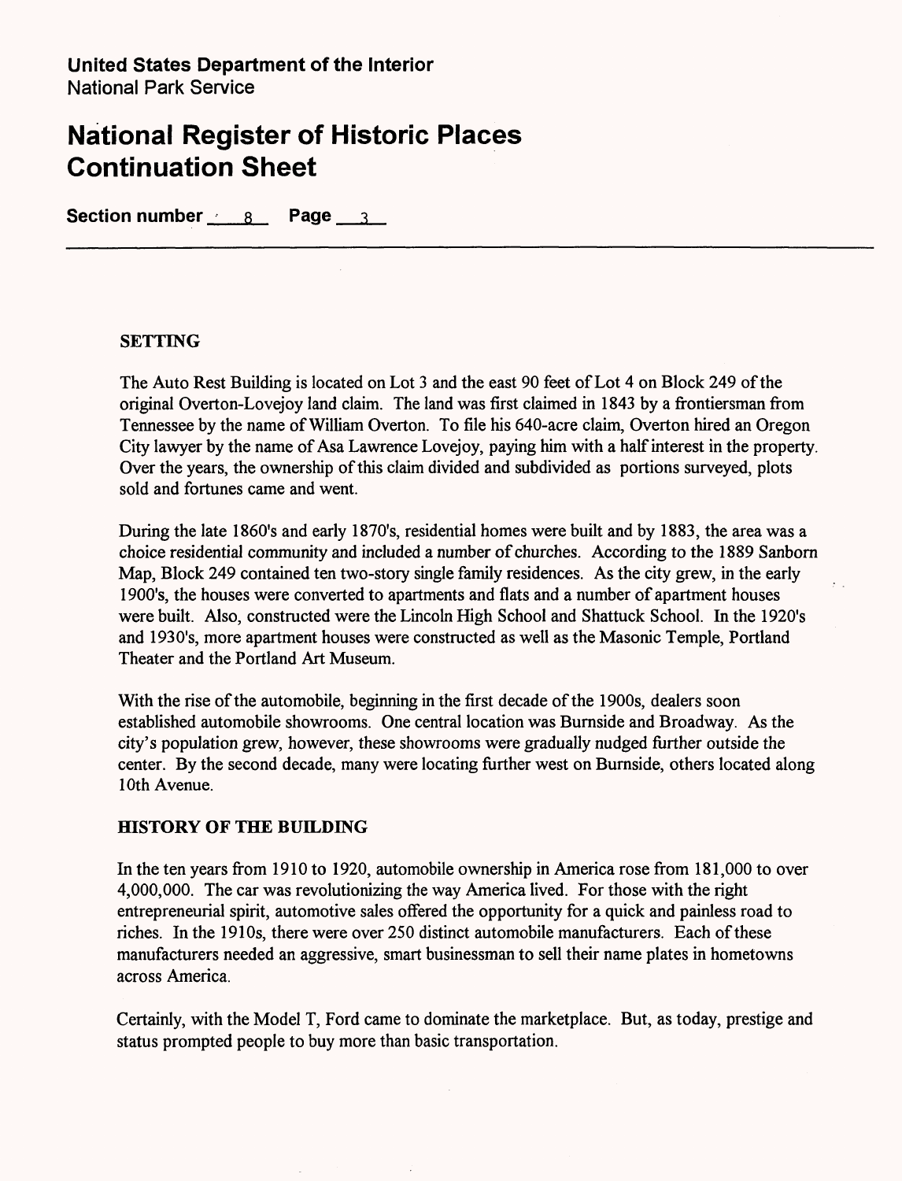## SETTING

The Auto Rest Building is located on Lot 3 and the east 90 feet of Lot 4 on Block 249 of the original Overton-Lovejoy land claim. The land was first claimed in 1843 by a frontiersman from Tennessee by the name of William Overton. To file his 640-acre claim, Overton hired an Oregon City lawyer by the name of Asa Lawrence Lovejoy, paying him with a half interest in the property. Over the years, the ownership of this claim divided and subdivided as portions surveyed, plots sold and fortunes came and went.

During the late 1860's and early 1870's, residential homes were built and by 1883, the area was a choice residential community and included a number of churches. According to the 1889 Sanborn Map, Block 249 contained ten two-story single family residences. As the city grew, in the early 1900's, the houses were converted to apartments and flats and a number of apartment houses were built. Also, constructed were the Lincoln High School and Shattuck School. In the 1920's and 1930's, more apartment houses were constructed as well as the Masonic Temple, Portland Theater and the Portland Art Museum.

With the rise of the automobile, beginning in the first decade of the 1900s, dealers soon established automobile showrooms. One central location was Burnside and Broadway. As the city's population grew, however, these showrooms were gradually nudged further outside the center. By the second decade, many were locating further west on Burnside, others located along 10th Avenue.

## HISTORY OF THE BUILDING

In the ten years from 1910 to 1920, automobile ownership in America rose from 181,000 to over 4,000,000. The car was revolutionizing the way America lived. For those with the right entrepreneurial spirit, automotive sales offered the opportunity for a quick and painless road to riches. In the 1910s, there were over 250 distinct automobile manufacturers. Each of these manufacturers needed an aggressive, smart businessman to sell their name plates in hometowns across America.

Certainly, with the Model T, Ford came to dominate the marketplace. But, as today, prestige and status prompted people to buy more than basic transportation.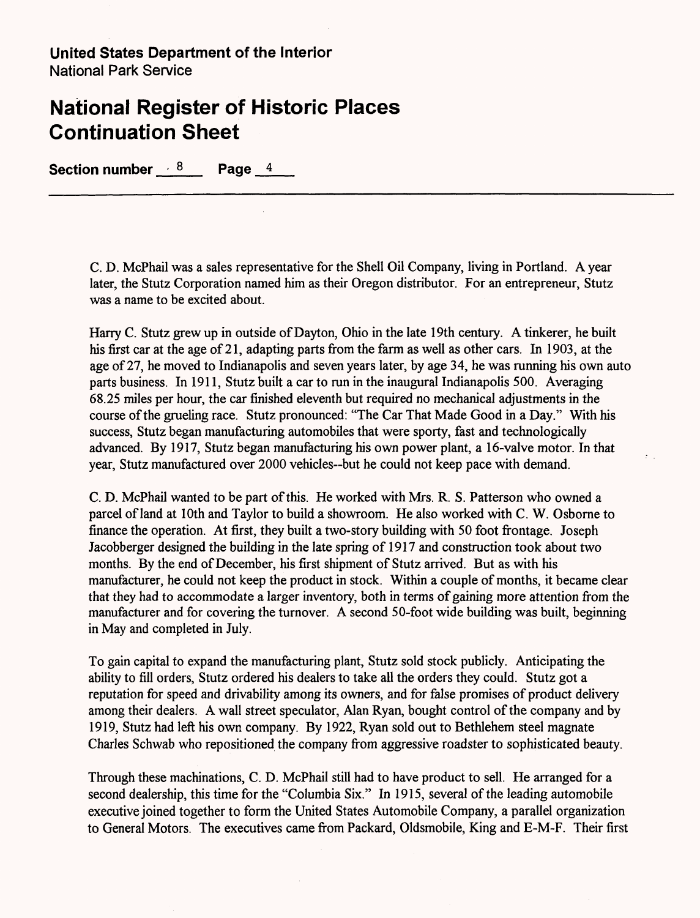**United States Department of the Interior**
National Park Service

## National Register of Historic Places Continuation Sheet

**Section number** 8 **Page** 4

C. D. McPhail was a sales representative for the Shell Oil Company, living in Portland. A year later, the Stutz Corporation named him as their Oregon distributor. For an entrepreneur, Stutz was a name to be excited about.

Harry C. Stutz grew up in outside of Dayton, Ohio in the late 19th century. A tinkerer, he built his first car at the age of 21, adapting parts from the farm as well as other cars. In 1903, at the age of 27, he moved to Indianapolis and seven years later, by age 34, he was running his own auto parts business. In 1911, Stutz built a car to run in the inaugural Indianapolis 500. Averaging 68.25 miles per hour, the car finished eleventh but required no mechanical adjustments in the course of the grueling race. Stutz pronounced: "The Car That Made Good in a Day." With his success, Stutz began manufacturing automobiles that were sporty, fast and technologically advanced. By 1917, Stutz began manufacturing his own power plant, a 16-valve motor. In that year, Stutz manufactured over 2000 vehicles--but he could not keep pace with demand.

C. D. McPhail wanted to be part of this. He worked with Mrs. R. S. Patterson who owned a parcel of land at 10th and Taylor to build a showroom. He also worked with C. W. Osborne to finance the operation. At first, they built a two-story building with 50 foot frontage. Joseph Jacobberger designed the building in the late spring of 1917 and construction took about two months. By the end of December, his first shipment of Stutz arrived. But as with his manufacturer, he could not keep the product in stock. Within a couple of months, it became clear that they had to accommodate a larger inventory, both in terms of gaining more attention from the manufacturer and for covering the turnover. A second 50-foot wide building was built, beginning in May and completed in July.

To gain capital to expand the manufacturing plant, Stutz sold stock publicly. Anticipating the ability to fill orders, Stutz ordered his dealers to take all the orders they could. Stutz got a reputation for speed and drivability among its owners, and for false promises of product delivery among their dealers. A wall street speculator, Alan Ryan, bought control of the company and by 1919, Stutz had left his own company. By 1922, Ryan sold out to Bethlehem steel magnate Charles Schwab who repositioned the company from aggressive roadster to sophisticated beauty.

Through these machinations, C. D. McPhail still had to have product to sell. He arranged for a second dealership, this time for the "Columbia Six." In 1915, several of the leading automobile executive joined together to form the United States Automobile Company, a parallel organization to General Motors. The executives came from Packard, Oldsmobile, King and E-M-F. Their first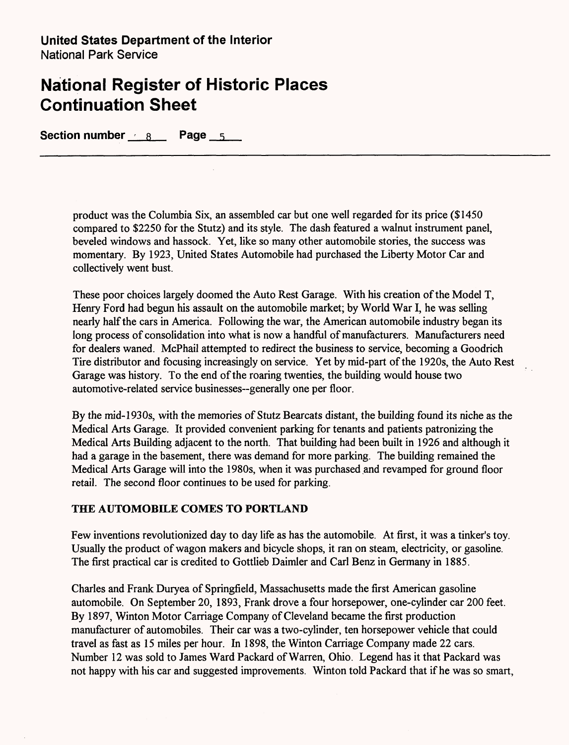product was the Columbia Six, an assembled car but one well regarded for its price ($1450 compared to $2250 for the Stutz) and its style. The dash featured a walnut instrument panel, beveled windows and hassock. Yet, like so many other automobile stories, the success was momentary. By 1923, United States Automobile had purchased the Liberty Motor Car and collectively went bust.

These poor choices largely doomed the Auto Rest Garage. With his creation of the Model T, Henry Ford had begun his assault on the automobile market; by World War I, he was selling nearly half the cars in America. Following the war, the American automobile industry began its long process of consolidation into what is now a handful of manufacturers. Manufacturers need for dealers waned. McPhail attempted to redirect the business to service, becoming a Goodrich Tire distributor and focusing increasingly on service. Yet by mid-part of the 1920s, the Auto Rest Garage was history. To the end of the roaring twenties, the building would house two automotive-related service businesses--generally one per floor.

By the mid-1930s, with the memories of Stutz Bearcats distant, the building found its niche as the Medical Arts Garage. It provided convenient parking for tenants and patients patronizing the Medical Arts Building adjacent to the north. That building had been built in 1926 and although it had a garage in the basement, there was demand for more parking. The building remained the Medical Arts Garage will into the 1980s, when it was purchased and revamped for ground floor retail. The second floor continues to be used for parking.

**THE AUTOMOBILE COMES TO PORTLAND**

Few inventions revolutionized day to day life as has the automobile. At first, it was a tinker's toy. Usually the product of wagon makers and bicycle shops, it ran on steam, electricity, or gasoline. The first practical car is credited to Gottlieb Daimler and Carl Benz in Germany in 1885.

Charles and Frank Duryea of Springfield, Massachusetts made the first American gasoline automobile. On September 20, 1893, Frank drove a four horsepower, one-cylinder car 200 feet. By 1897, Winton Motor Carriage Company of Cleveland became the first production manufacturer of automobiles. Their car was a two-cylinder, ten horsepower vehicle that could travel as fast as 15 miles per hour. In 1898, the Winton Carriage Company made 22 cars. Number 12 was sold to James Ward Packard of Warren, Ohio. Legend has it that Packard was not happy with his car and suggested improvements. Winton told Packard that if he was so smart,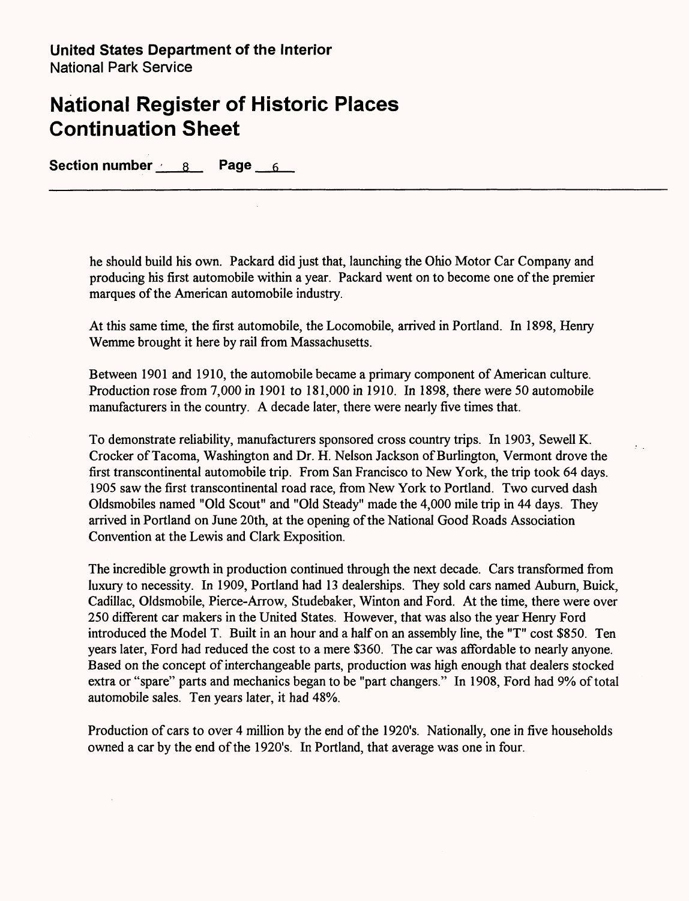**United States Department of the Interior**
National Park Service

# National Register of Historic Places Continuation Sheet

**Section number** 8 **Page** 6

he should build his own. Packard did just that, launching the Ohio Motor Car Company and producing his first automobile within a year. Packard went on to become one of the premier marques of the American automobile industry.

At this same time, the first automobile, the Locomobile, arrived in Portland. In 1898, Henry Wemme brought it here by rail from Massachusetts.

Between 1901 and 1910, the automobile became a primary component of American culture. Production rose from 7,000 in 1901 to 181,000 in 1910. In 1898, there were 50 automobile manufacturers in the country. A decade later, there were nearly five times that.

To demonstrate reliability, manufacturers sponsored cross country trips. In 1903, Sewell K. Crocker of Tacoma, Washington and Dr. H. Nelson Jackson of Burlington, Vermont drove the first transcontinental automobile trip. From San Francisco to New York, the trip took 64 days. 1905 saw the first transcontinental road race, from New York to Portland. Two curved dash Oldsmobiles named "Old Scout" and "Old Steady" made the 4,000 mile trip in 44 days. They arrived in Portland on June 20th, at the opening of the National Good Roads Association Convention at the Lewis and Clark Exposition.

The incredible growth in production continued through the next decade. Cars transformed from luxury to necessity. In 1909, Portland had 13 dealerships. They sold cars named Auburn, Buick, Cadillac, Oldsmobile, Pierce-Arrow, Studebaker, Winton and Ford. At the time, there were over 250 different car makers in the United States. However, that was also the year Henry Ford introduced the Model T. Built in an hour and a half on an assembly line, the "T" cost $850. Ten years later, Ford had reduced the cost to a mere $360. The car was affordable to nearly anyone. Based on the concept of interchangeable parts, production was high enough that dealers stocked extra or "spare" parts and mechanics began to be "part changers." In 1908, Ford had 9% of total automobile sales. Ten years later, it had 48%.

Production of cars to over 4 million by the end of the 1920's. Nationally, one in five households owned a car by the end of the 1920's. In Portland, that average was one in four.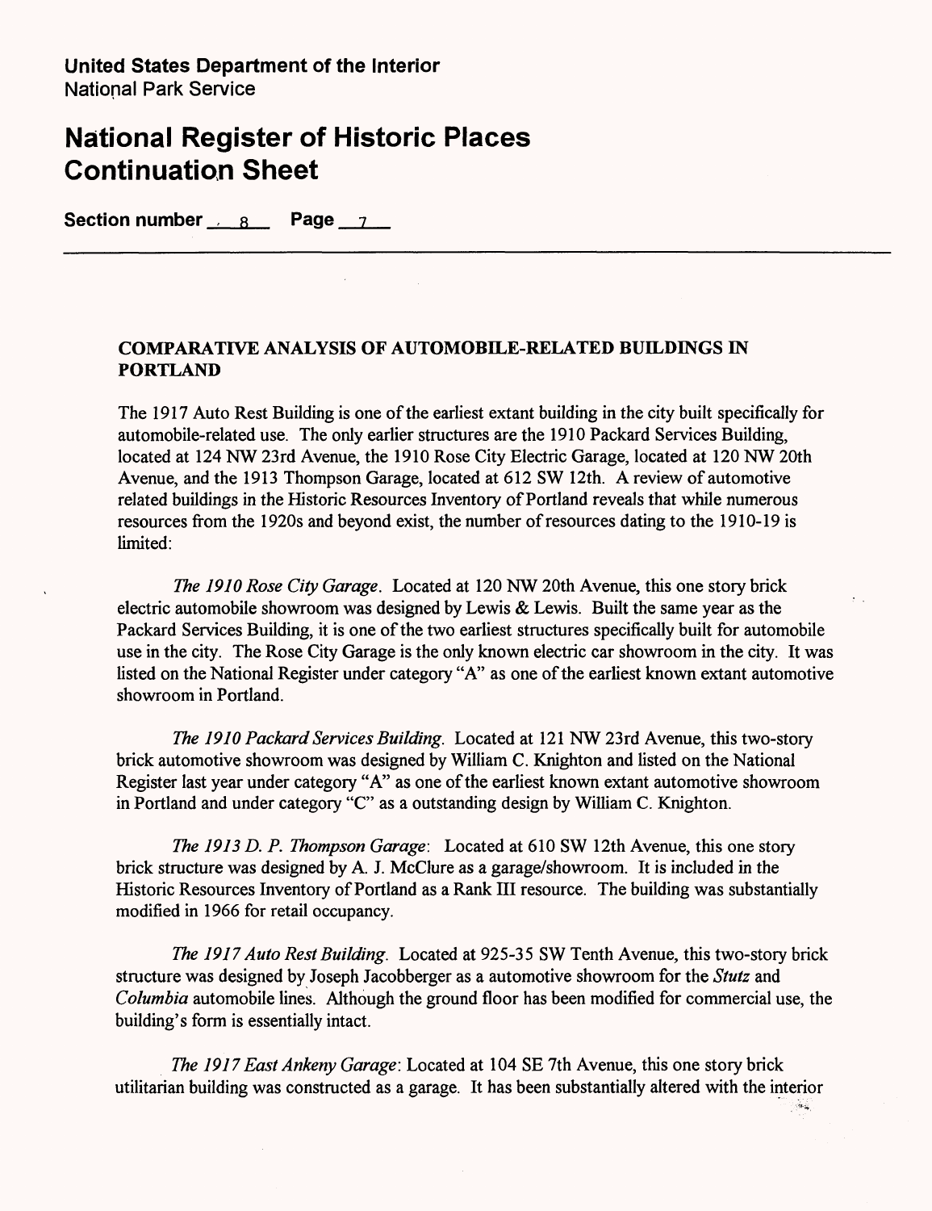**United States Department of the Interior**
National Park Service

# National Register of Historic Places Continuation Sheet

**Section number** 8 **Page** 7

## COMPARATIVE ANALYSIS OF AUTOMOBILE-RELATED BUILDINGS IN PORTLAND

The 1917 Auto Rest Building is one of the earliest extant building in the city built specifically for automobile-related use. The only earlier structures are the 1910 Packard Services Building, located at 124 NW 23rd Avenue, the 1910 Rose City Electric Garage, located at 120 NW 20th Avenue, and the 1913 Thompson Garage, located at 612 SW 12th. A review of automotive related buildings in the Historic Resources Inventory of Portland reveals that while numerous resources from the 1920s and beyond exist, the number of resources dating to the 1910-19 is limited:

*The 1910 Rose City Garage*. Located at 120 NW 20th Avenue, this one story brick electric automobile showroom was designed by Lewis & Lewis. Built the same year as the Packard Services Building, it is one of the two earliest structures specifically built for automobile use in the city. The Rose City Garage is the only known electric car showroom in the city. It was listed on the National Register under category "A" as one of the earliest known extant automotive showroom in Portland.

*The 1910 Packard Services Building*. Located at 121 NW 23rd Avenue, this two-story brick automotive showroom was designed by William C. Knighton and listed on the National Register last year under category "A" as one of the earliest known extant automotive showroom in Portland and under category "C" as a outstanding design by William C. Knighton.

*The 1913 D. P. Thompson Garage*: Located at 610 SW 12th Avenue, this one story brick structure was designed by A. J. McClure as a garage/showroom. It is included in the Historic Resources Inventory of Portland as a Rank III resource. The building was substantially modified in 1966 for retail occupancy.

*The 1917 Auto Rest Building*. Located at 925-35 SW Tenth Avenue, this two-story brick structure was designed by Joseph Jacobberger as a automotive showroom for the *Stutz* and *Columbia* automobile lines. Although the ground floor has been modified for commercial use, the building's form is essentially intact.

*The 1917 East Ankeny Garage*: Located at 104 SE 7th Avenue, this one story brick utilitarian building was constructed as a garage. It has been substantially altered with the interior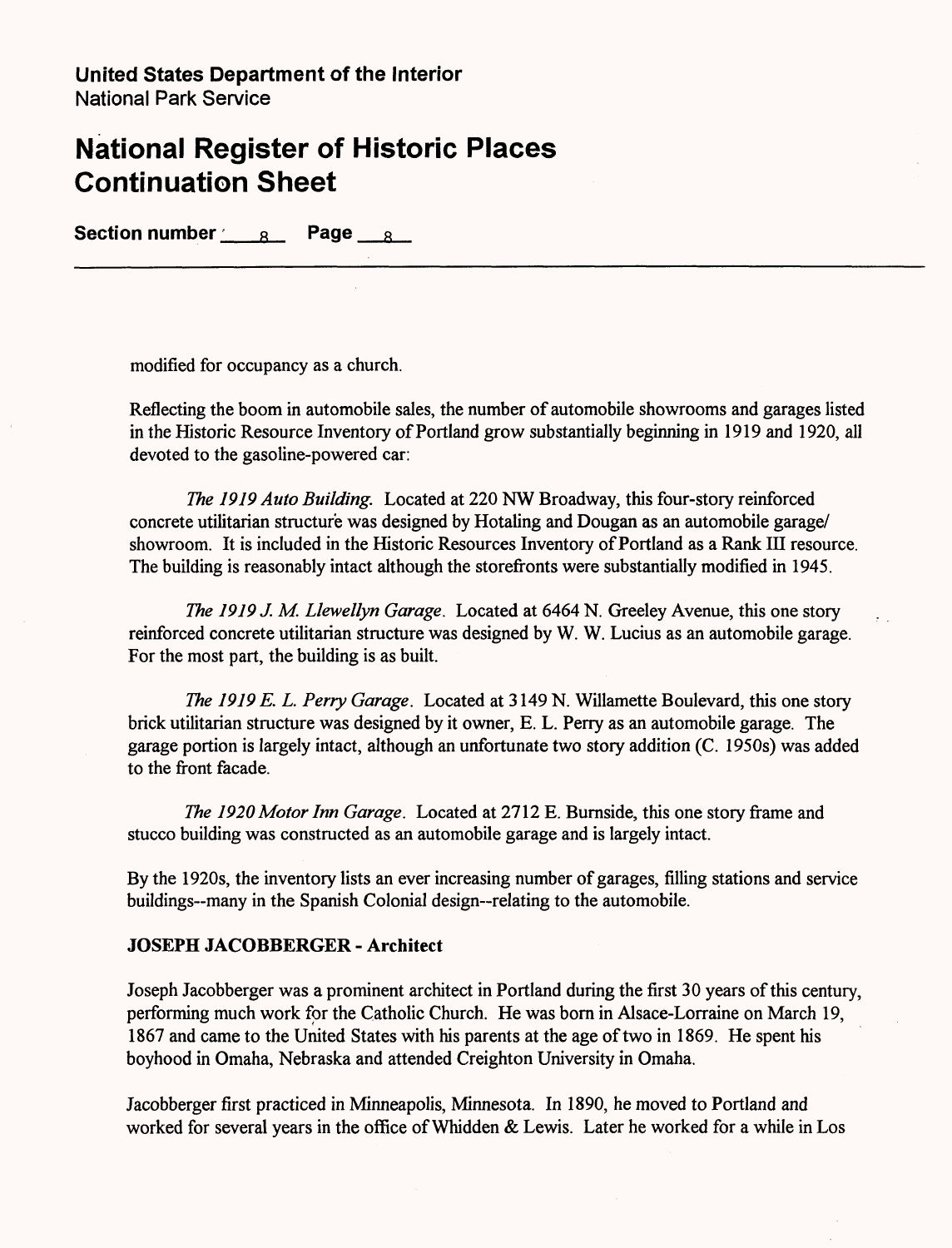modified for occupancy as a church.

Reflecting the boom in automobile sales, the number of automobile showrooms and garages listed in the Historic Resource Inventory of Portland grow substantially beginning in 1919 and 1920, all devoted to the gasoline-powered car:

*The 1919 Auto Building.* Located at 220 NW Broadway, this four-story reinforced concrete utilitarian structure was designed by Hotaling and Dougan as an automobile garage/ showroom. It is included in the Historic Resources Inventory of Portland as a Rank III resource. The building is reasonably intact although the storefronts were substantially modified in 1945.

*The 1919 J. M. Llewellyn Garage.* Located at 6464 N. Greeley Avenue, this one story reinforced concrete utilitarian structure was designed by W. W. Lucius as an automobile garage. For the most part, the building is as built.

*The 1919 E. L. Perry Garage.* Located at 3149 N. Willamette Boulevard, this one story brick utilitarian structure was designed by it owner, E. L. Perry as an automobile garage. The garage portion is largely intact, although an unfortunate two story addition (C. 1950s) was added to the front facade.

*The 1920 Motor Inn Garage.* Located at 2712 E. Burnside, this one story frame and stucco building was constructed as an automobile garage and is largely intact.

By the 1920s, the inventory lists an ever increasing number of garages, filling stations and service buildings--many in the Spanish Colonial design--relating to the automobile.

**JOSEPH JACOBBERGER - Architect**

Joseph Jacobberger was a prominent architect in Portland during the first 30 years of this century, performing much work for the Catholic Church. He was born in Alsace-Lorraine on March 19, 1867 and came to the United States with his parents at the age of two in 1869. He spent his boyhood in Omaha, Nebraska and attended Creighton University in Omaha.

Jacobberger first practiced in Minneapolis, Minnesota. In 1890, he moved to Portland and worked for several years in the office of Whidden & Lewis. Later he worked for a while in Los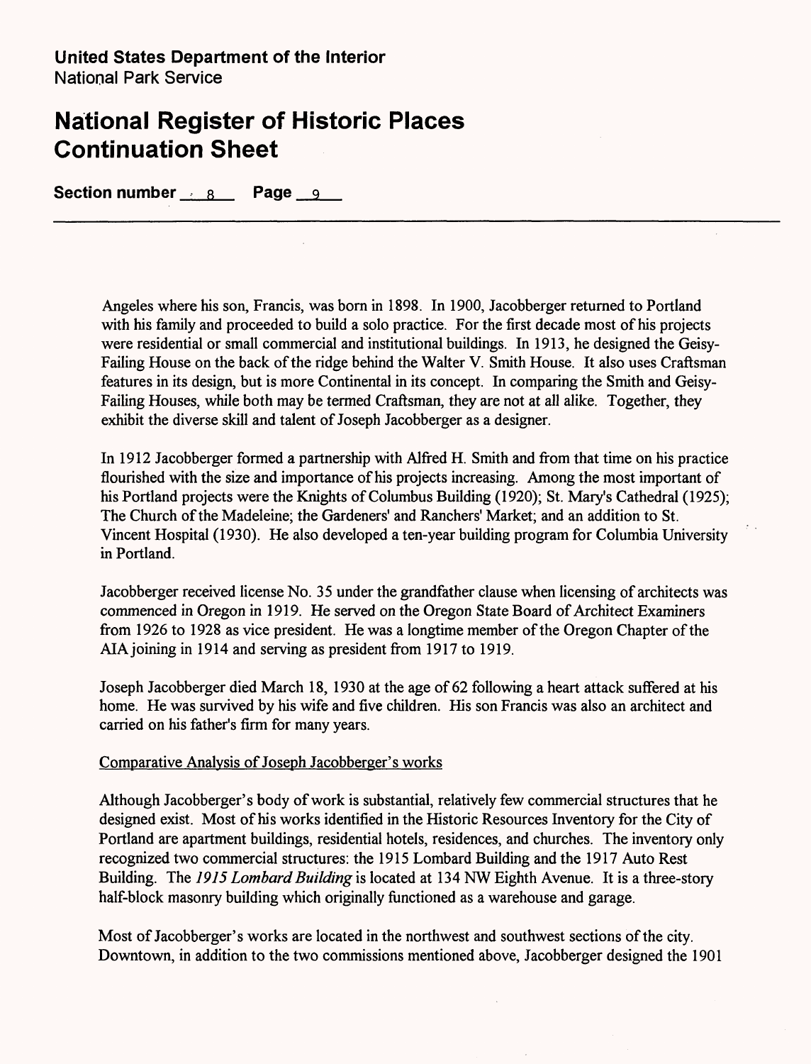Angeles where his son, Francis, was born in 1898. In 1900, Jacobberger returned to Portland with his family and proceeded to build a solo practice. For the first decade most of his projects were residential or small commercial and institutional buildings. In 1913, he designed the Geisy-Failing House on the back of the ridge behind the Walter V. Smith House. It also uses Craftsman features in its design, but is more Continental in its concept. In comparing the Smith and Geisy-Failing Houses, while both may be termed Craftsman, they are not at all alike. Together, they exhibit the diverse skill and talent of Joseph Jacobberger as a designer.

In 1912 Jacobberger formed a partnership with Alfred H. Smith and from that time on his practice flourished with the size and importance of his projects increasing. Among the most important of his Portland projects were the Knights of Columbus Building (1920); St. Mary's Cathedral (1925); The Church of the Madeleine; the Gardeners' and Ranchers' Market; and an addition to St. Vincent Hospital (1930). He also developed a ten-year building program for Columbia University in Portland.

Jacobberger received license No. 35 under the grandfather clause when licensing of architects was commenced in Oregon in 1919. He served on the Oregon State Board of Architect Examiners from 1926 to 1928 as vice president. He was a longtime member of the Oregon Chapter of the AIA joining in 1914 and serving as president from 1917 to 1919.

Joseph Jacobberger died March 18, 1930 at the age of 62 following a heart attack suffered at his home. He was survived by his wife and five children. His son Francis was also an architect and carried on his father's firm for many years.

Comparative Analysis of Joseph Jacobberger's works

Although Jacobberger's body of work is substantial, relatively few commercial structures that he designed exist. Most of his works identified in the Historic Resources Inventory for the City of Portland are apartment buildings, residential hotels, residences, and churches. The inventory only recognized two commercial structures: the 1915 Lombard Building and the 1917 Auto Rest Building. The *1915 Lombard Building* is located at 134 NW Eighth Avenue. It is a three-story half-block masonry building which originally functioned as a warehouse and garage.

Most of Jacobberger's works are located in the northwest and southwest sections of the city. Downtown, in addition to the two commissions mentioned above, Jacobberger designed the 1901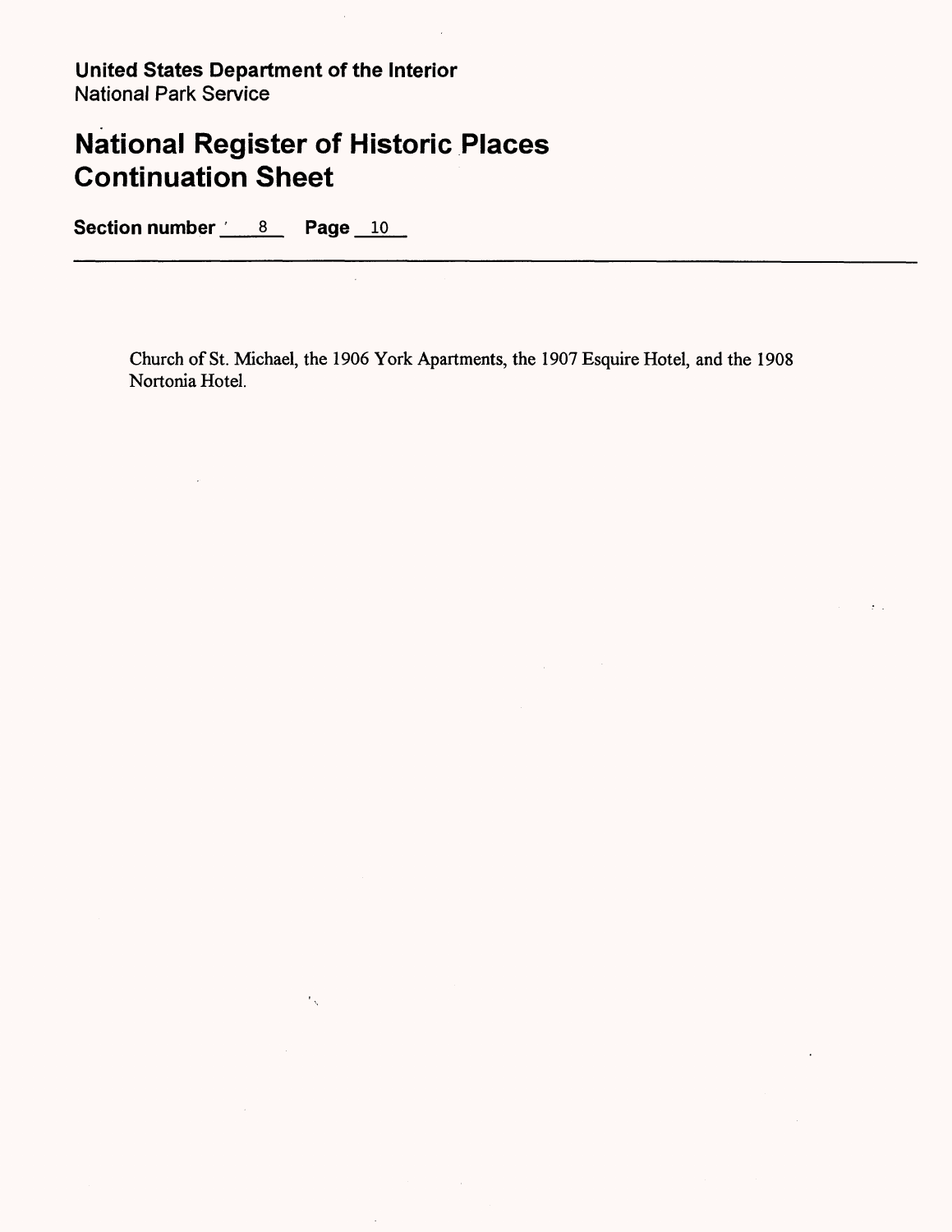Church of St. Michael, the 1906 York Apartments, the 1907 Esquire Hotel, and the 1908 Nortonia Hotel.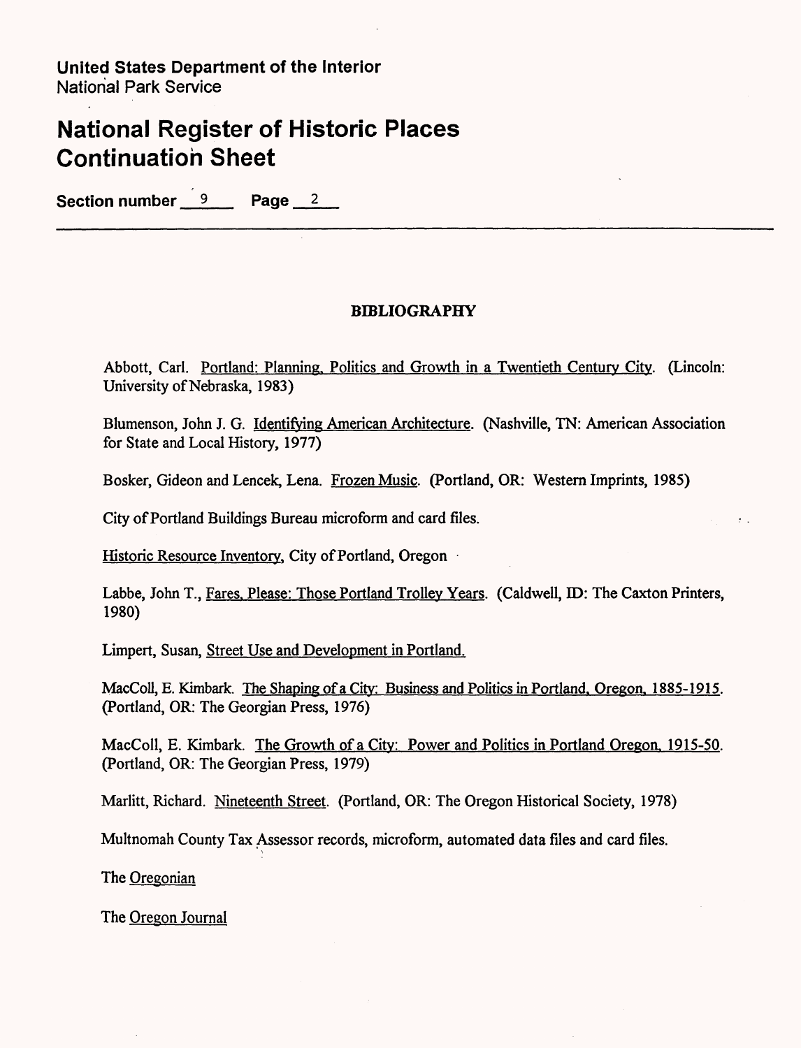United States Department of the Interior
National Park Service

# National Register of Historic Places Continuation Sheet

Section number 9 Page 2

## BIBLIOGRAPHY

Abbott, Carl. Portland: Planning, Politics and Growth in a Twentieth Century City. (Lincoln: University of Nebraska, 1983)

Blumenson, John J. G. Identifying American Architecture. (Nashville, TN: American Association for State and Local History, 1977)

Bosker, Gideon and Lencek, Lena. Frozen Music. (Portland, OR: Western Imprints, 1985)

City of Portland Buildings Bureau microform and card files.

Historic Resource Inventory, City of Portland, Oregon

Labbe, John T., Fares, Please: Those Portland Trolley Years. (Caldwell, ID: The Caxton Printers, 1980)

Limpert, Susan, Street Use and Development in Portland.

MacColl, E. Kimbark. The Shaping of a City: Business and Politics in Portland, Oregon, 1885-1915. (Portland, OR: The Georgian Press, 1976)

MacColl, E. Kimbark. The Growth of a City: Power and Politics in Portland Oregon, 1915-50. (Portland, OR: The Georgian Press, 1979)

Marlitt, Richard. Nineteenth Street. (Portland, OR: The Oregon Historical Society, 1978)

Multnomah County Tax Assessor records, microform, automated data files and card files.

The Oregonian

The Oregon Journal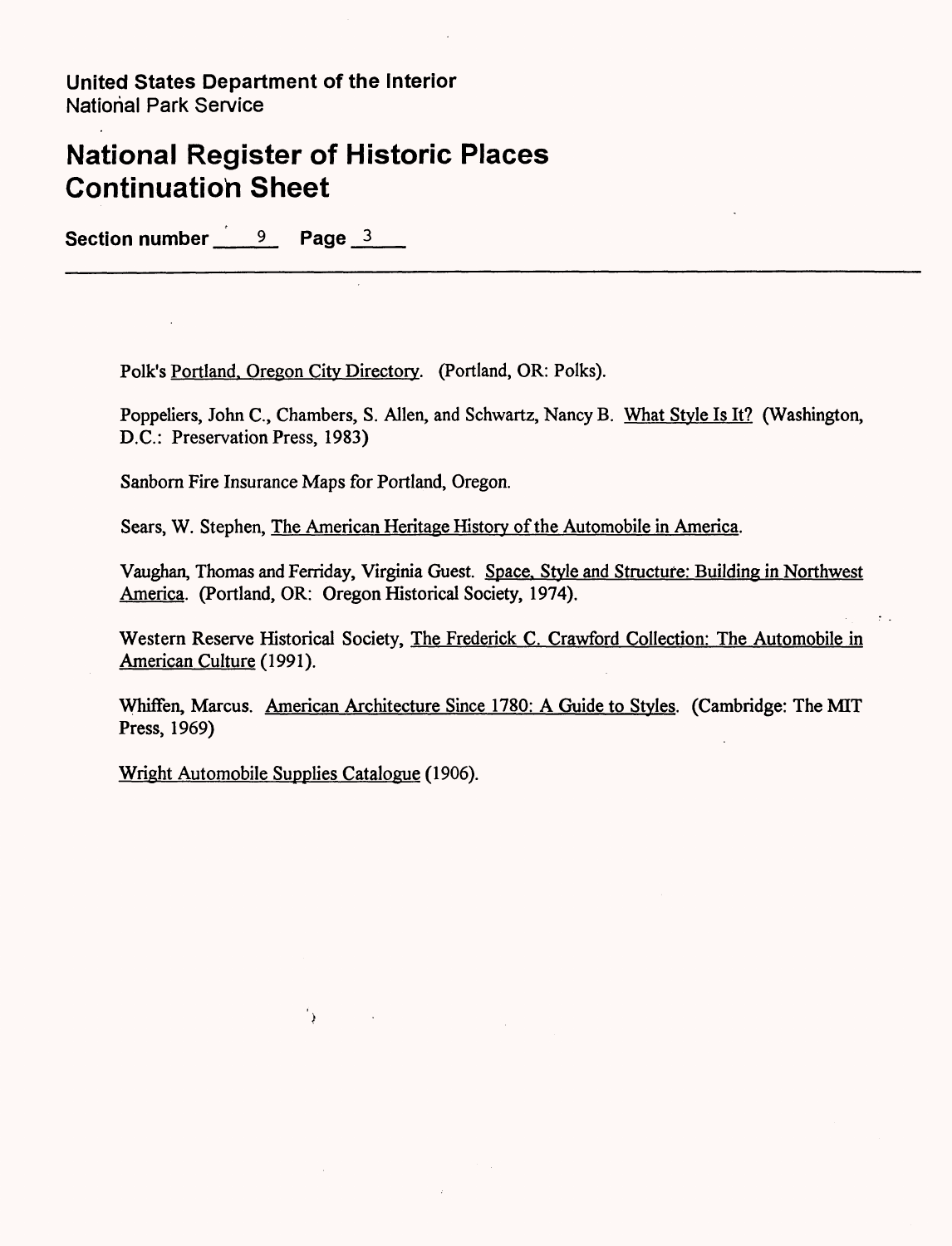Polk's Portland, Oregon City Directory. (Portland, OR: Polks).

Poppeliers, John C., Chambers, S. Allen, and Schwartz, Nancy B. What Style Is It? (Washington, D.C.: Preservation Press, 1983)

Sanborn Fire Insurance Maps for Portland, Oregon.

Sears, W. Stephen, The American Heritage History of the Automobile in America.

Vaughan, Thomas and Ferriday, Virginia Guest. Space, Style and Structure: Building in Northwest America. (Portland, OR: Oregon Historical Society, 1974).

Western Reserve Historical Society, The Frederick C. Crawford Collection: The Automobile in American Culture (1991).

Whiffen, Marcus. American Architecture Since 1780: A Guide to Styles. (Cambridge: The MIT Press, 1969)

Wright Automobile Supplies Catalogue (1906).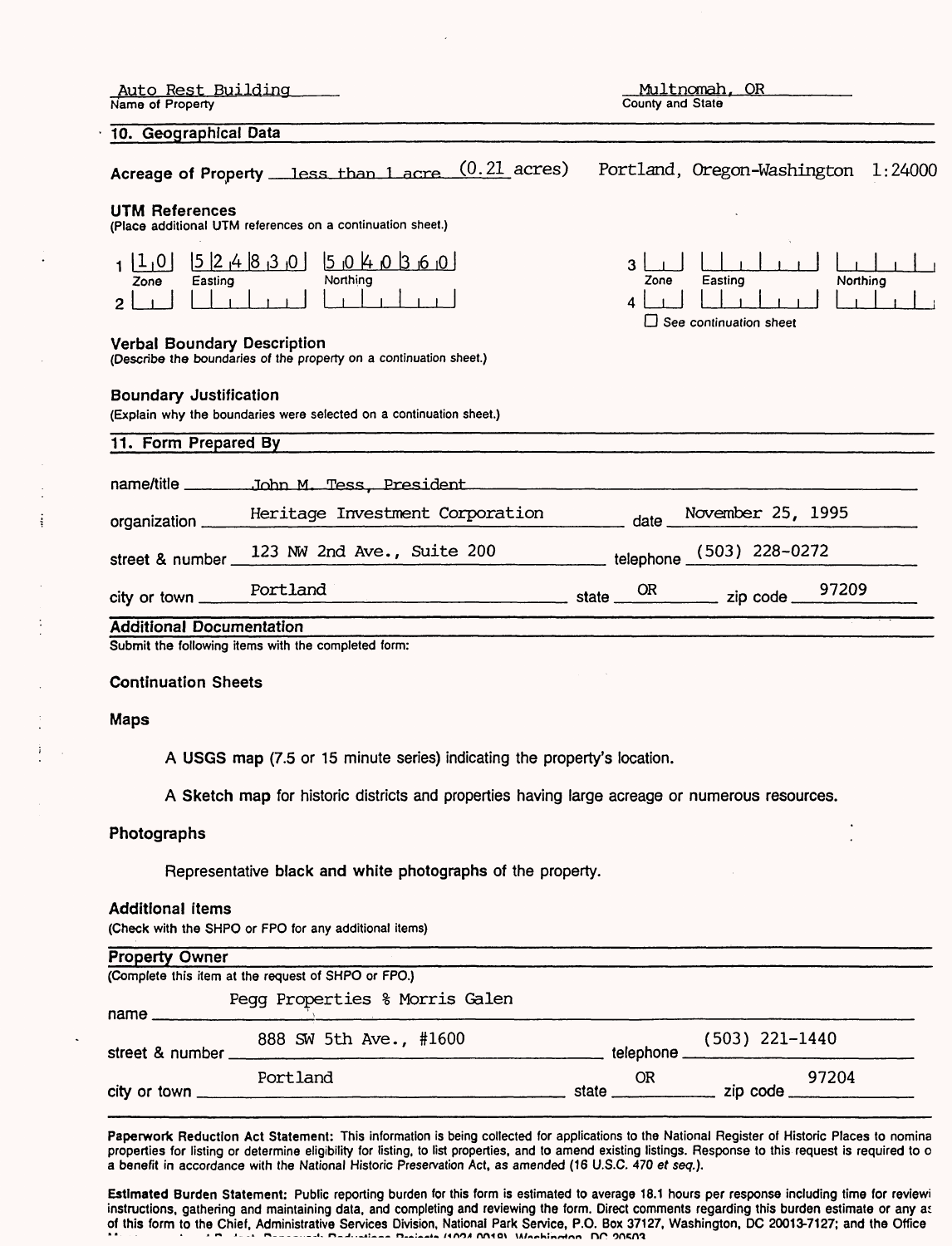Auto Rest Building
Name of Property

Multnomah, OR
County and State

## 10. Geographical Data

**Acreage of Property** less than 1 acre (0.21 acres) Portland, Oregon-Washington 1:24000

**UTM References**
(Place additional UTM references on a continuation sheet.)

| | Zone | Easting | Northing |
|---|---|---|---|
| 1 | 10 | 524830 | 5040360 |
| 2 | | | |
| 3 | | | |
| 4 | | | |

☐ See continuation sheet

**Verbal Boundary Description**
(Describe the boundaries of the property on a continuation sheet.)

**Boundary Justification**
(Explain why the boundaries were selected on a continuation sheet.)

## 11. Form Prepared By

name/title John M. Tess, President

organization Heritage Investment Corporation date November 25, 1995

street & number 123 NW 2nd Ave., Suite 200 telephone (503) 228-0272

city or town Portland state OR zip code 97209

## Additional Documentation

Submit the following items with the completed form:

**Continuation Sheets**

**Maps**

A **USGS map** (7.5 or 15 minute series) indicating the property's location.

A **Sketch map** for historic districts and properties having large acreage or numerous resources.

**Photographs**

Representative **black and white photographs** of the property.

**Additional items**
(Check with the SHPO or FPO for any additional items)

## Property Owner

(Complete this item at the request of SHPO or FPO.)

name Pegg Properties % Morris Galen

street & number 888 SW 5th Ave., #1600 telephone (503) 221-1440

city or town Portland state OR zip code 97204

**Paperwork Reduction Act Statement:** This information is being collected for applications to the National Register of Historic Places to nomina properties for listing or determine eligibility for listing, to list properties, and to amend existing listings. Response to this request is required to o a benefit in accordance with the National Historic Preservation Act, as amended (16 U.S.C. 470 *et seq.*).

**Estimated Burden Statement:** Public reporting burden for this form is estimated to average 18.1 hours per response including time for reviewi instructions, gathering and maintaining data, and completing and reviewing the form. Direct comments regarding this burden estimate or any as of this form to the Chief, Administrative Services Division, National Park Service, P.O. Box 37127, Washington, DC 20013-7127; and the Office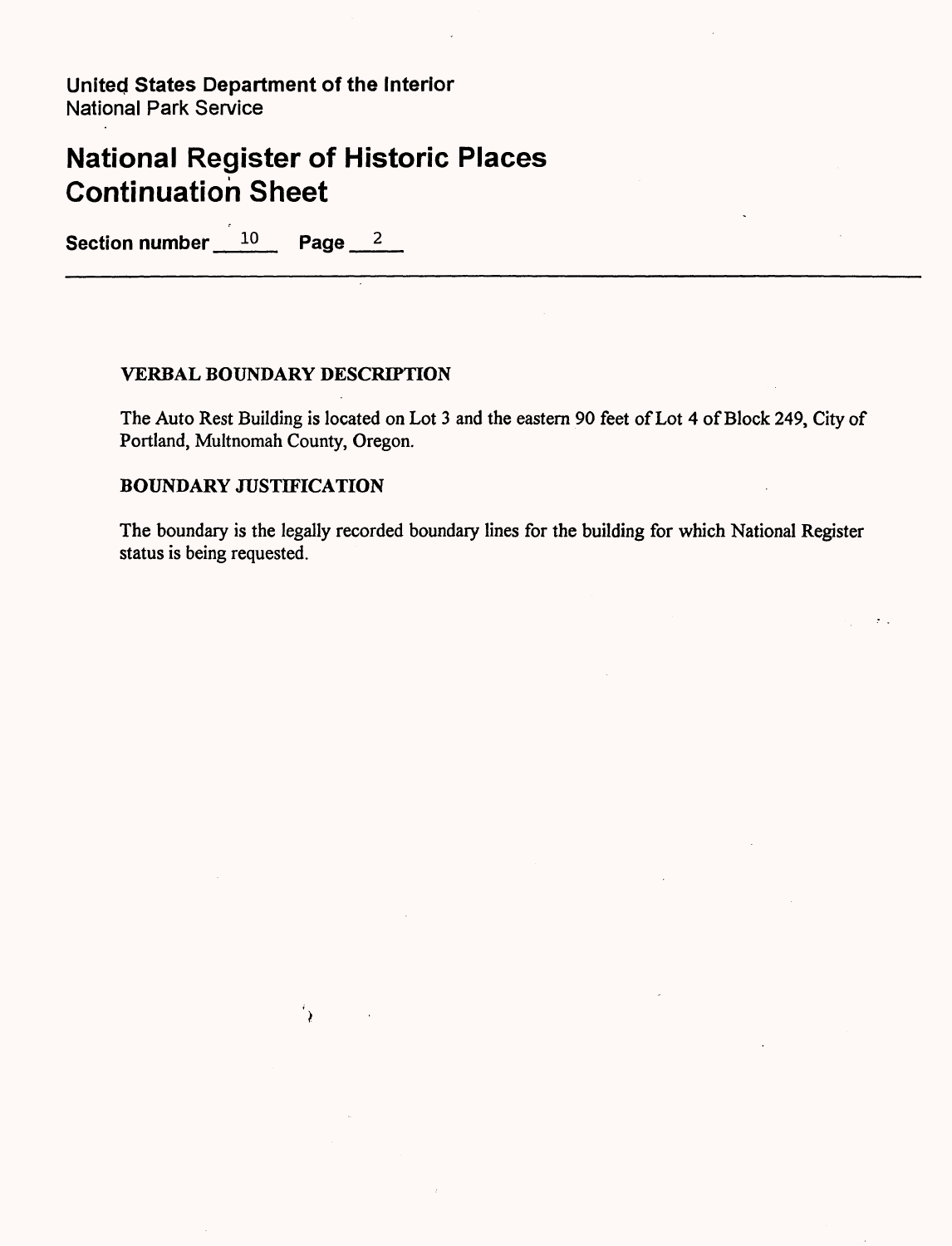United States Department of the Interior
National Park Service

# National Register of Historic Places Continuation Sheet

Section number 10 Page 2

### VERBAL BOUNDARY DESCRIPTION

The Auto Rest Building is located on Lot 3 and the eastern 90 feet of Lot 4 of Block 249, City of Portland, Multnomah County, Oregon.

### BOUNDARY JUSTIFICATION

The boundary is the legally recorded boundary lines for the building for which National Register status is being requested.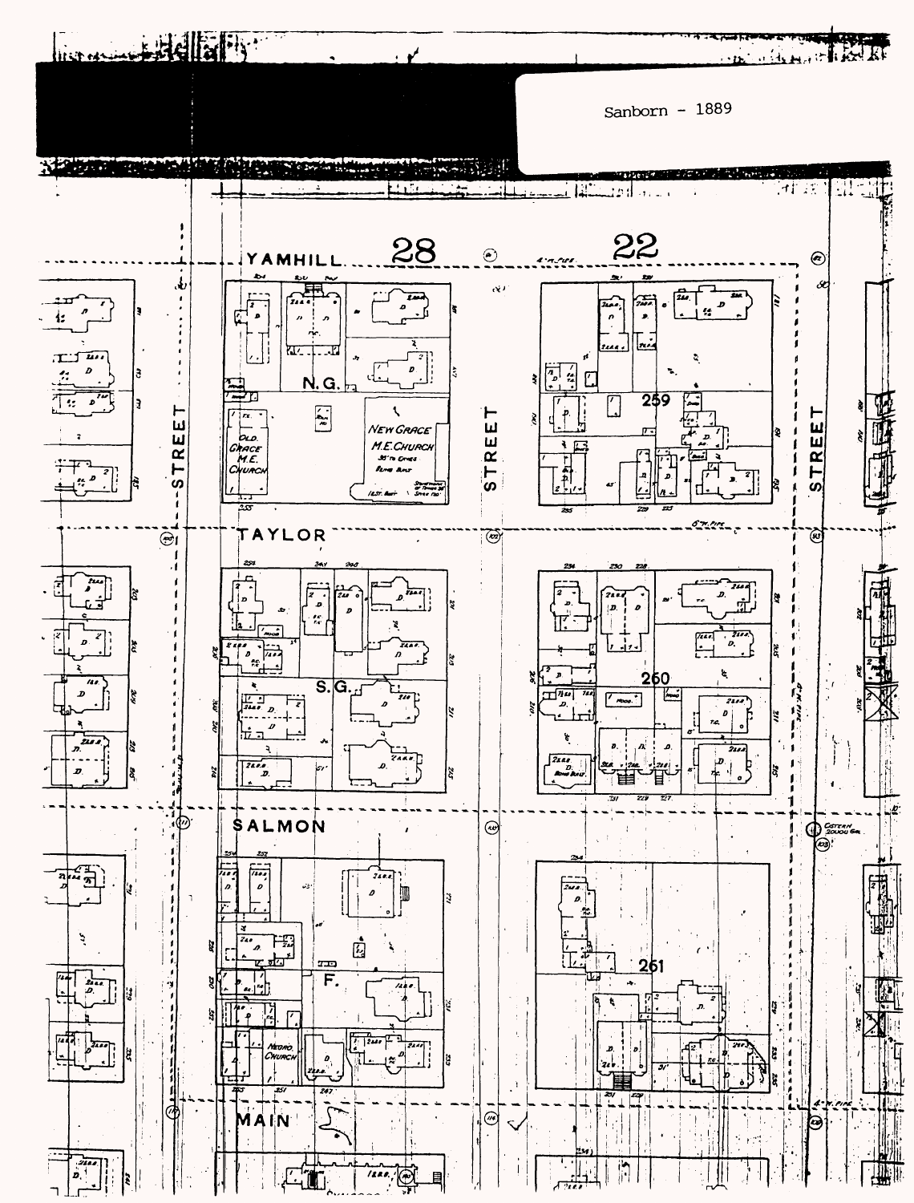Sanborn - 1889

YAMHILL

28

22

STREET

STREET

STREET

N.G.

OLD GRACE M.E. CHURCH

NEW GRACE M.E. CHURCH

259

TAYLOR

S.G.

260

SALMON

F.

NEGRO CHURCH

261

MAIN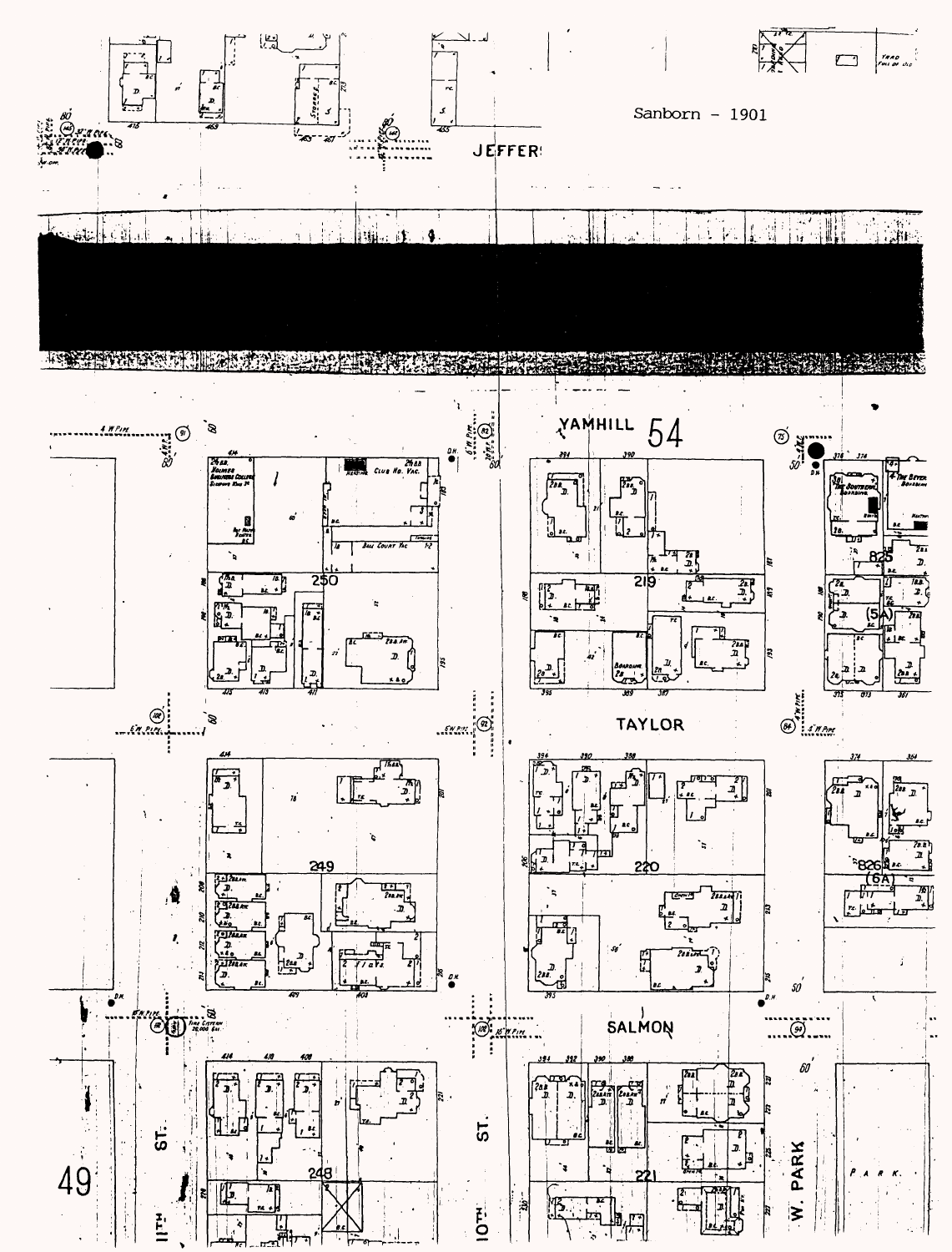Sanborn - 1901

JEFFERS

YAMHILL 54

TAYLOR

SALMON

11TH ST.

10TH ST.

W. PARK

PARK

49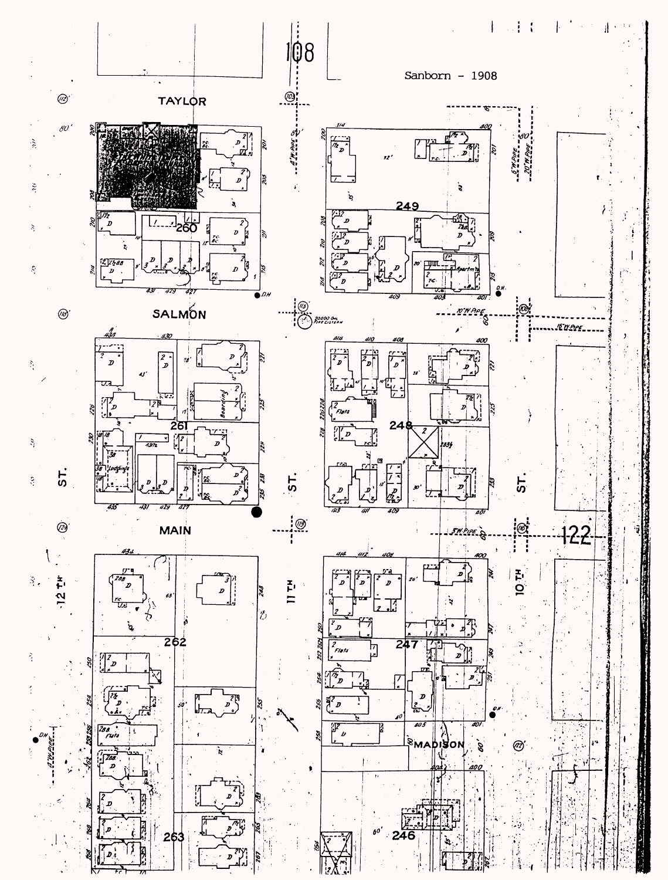108

Sanborn - 1908

TAYLOR

SALMON

MAIN

MADISON

12TH ST.

11TH ST.

10TH ST.

260

249

261

248

262

247

263

246

122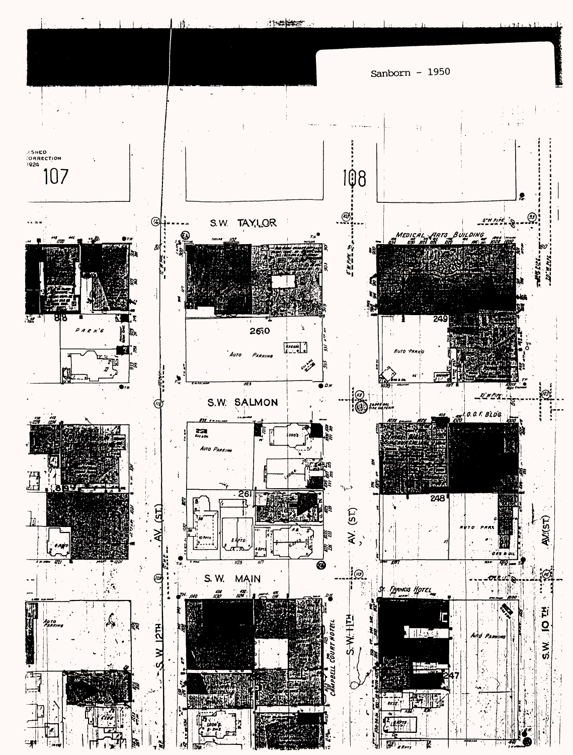Sanborn - 1950

107

108

S.W. TAYLOR

MEDICAL ARTS BUILDING

S.W. SALMON

O.O.F. BLDG

S.W. MAIN

ST. FRANCIS HOTEL

CAMPBELL COURT HOTEL

S.W. 12TH AV. (ST.)

S.W. 11TH AV. (ST.)

S.W. 10TH AV. (ST.)

AUTO PARKING

261

260

249

248

247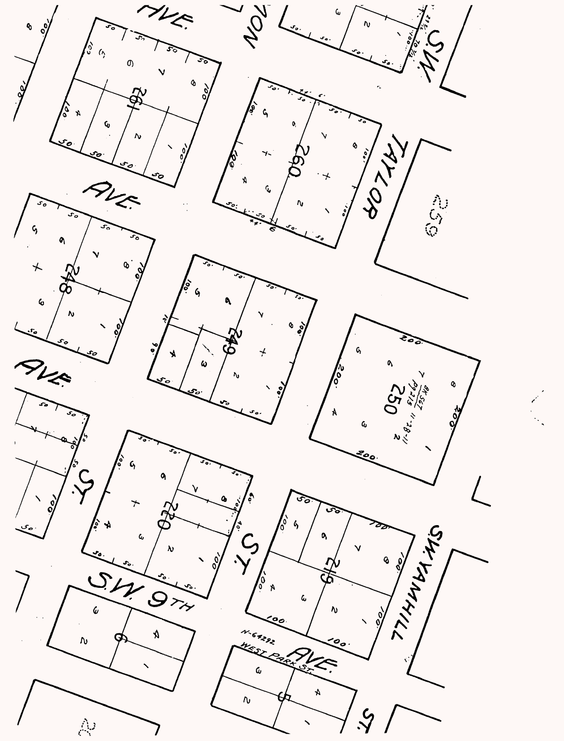AVE.

TAYLOR

S.W.

AVE.

AVE.

ST.

ST.

S.W. 9TH

S.W. YAMHILL

AVE.

WEST PARK ST.

N-64292

ST.

261

260

259

248

249

250

BK 567 11-28-11
7 PG 215

220

219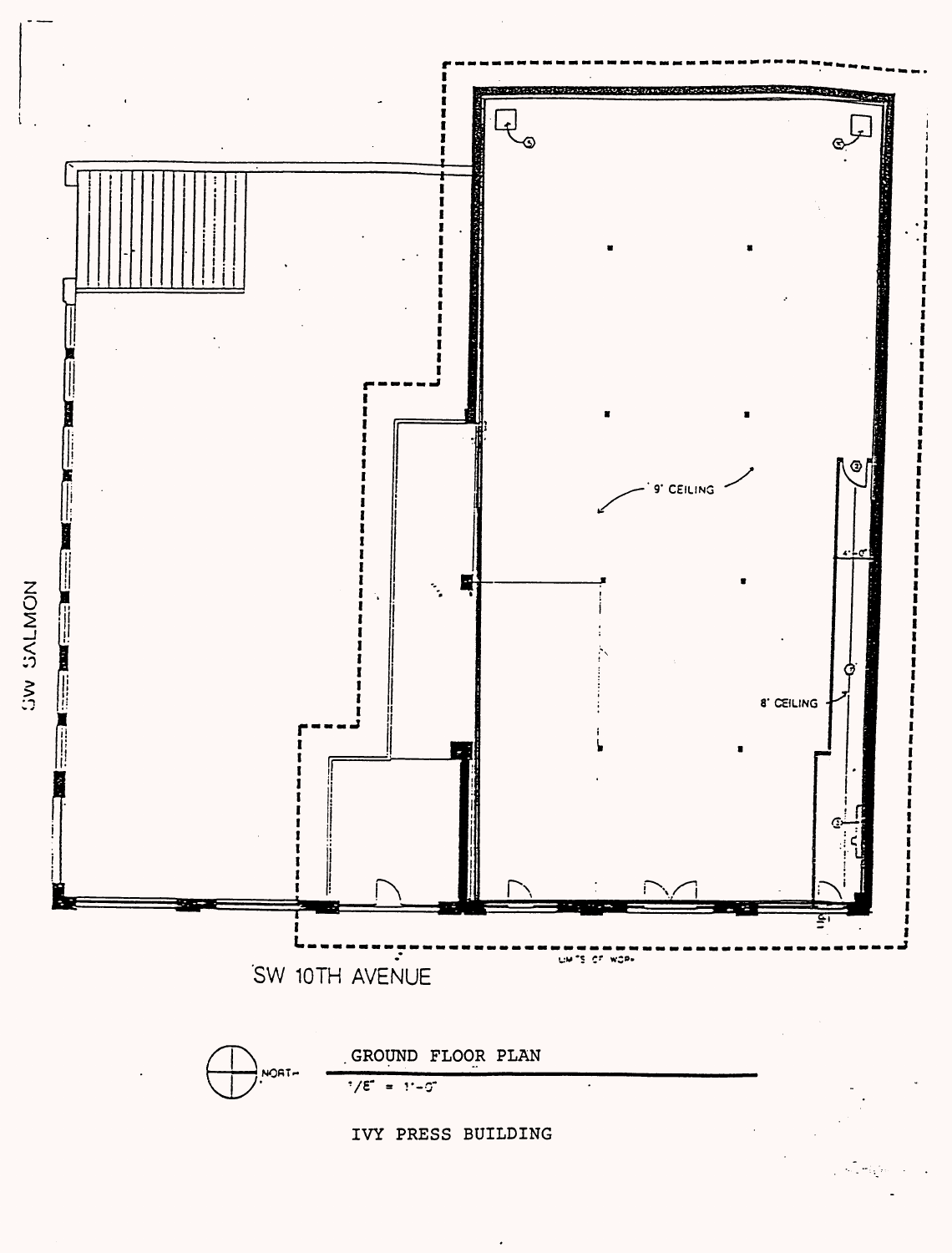SW SALMON

9' CEILING

4'-0"

8' CEILING

LIMITS OF WORK

SW 10TH AVENUE

NORTH

GROUND FLOOR PLAN

1/8" = 1'-0"

IVY PRESS BUILDING